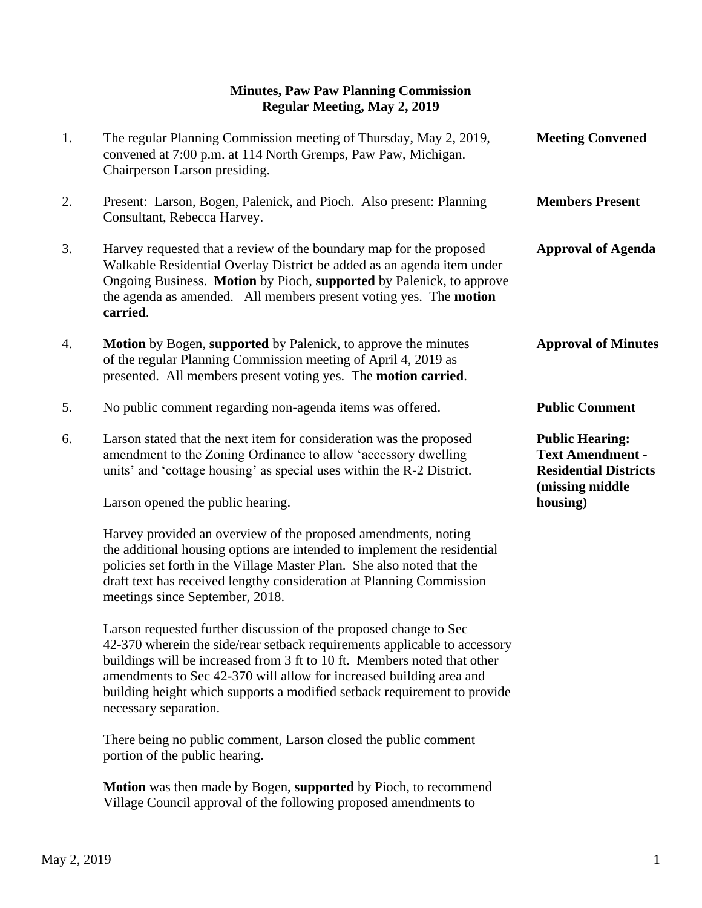# Minutes, Paw Paw Planning Commission
## Regular Meeting, May 2, 2019

1. The regular Planning Commission meeting of Thursday, May 2, 2019, convened at 7:00 p.m. at 114 North Gremps, Paw Paw, Michigan. Chairperson Larson presiding. **Meeting Convened**

2. Present: Larson, Bogen, Palenick, and Pioch. Also present: Planning Consultant, Rebecca Harvey. **Members Present**

3. Harvey requested that a review of the boundary map for the proposed Walkable Residential Overlay District be added as an agenda item under Ongoing Business. **Motion** by Pioch, **supported** by Palenick, to approve the agenda as amended. All members present voting yes. The **motion carried**. **Approval of Agenda**

4. **Motion** by Bogen, **supported** by Palenick, to approve the minutes of the regular Planning Commission meeting of April 4, 2019 as presented. All members present voting yes. The **motion carried**. **Approval of Minutes**

5. No public comment regarding non-agenda items was offered. **Public Comment**

6. Larson stated that the next item for consideration was the proposed amendment to the Zoning Ordinance to allow 'accessory dwelling units' and 'cottage housing' as special uses within the R-2 District. **Public Hearing: Text Amendment - Residential Districts (missing middle housing)**

   Larson opened the public hearing.

   Harvey provided an overview of the proposed amendments, noting the additional housing options are intended to implement the residential policies set forth in the Village Master Plan. She also noted that the draft text has received lengthy consideration at Planning Commission meetings since September, 2018.

   Larson requested further discussion of the proposed change to Sec 42-370 wherein the side/rear setback requirements applicable to accessory buildings will be increased from 3 ft to 10 ft. Members noted that other amendments to Sec 42-370 will allow for increased building area and building height which supports a modified setback requirement to provide necessary separation.

   There being no public comment, Larson closed the public comment portion of the public hearing.

   **Motion** was then made by Bogen, **supported** by Pioch, to recommend Village Council approval of the following proposed amendments to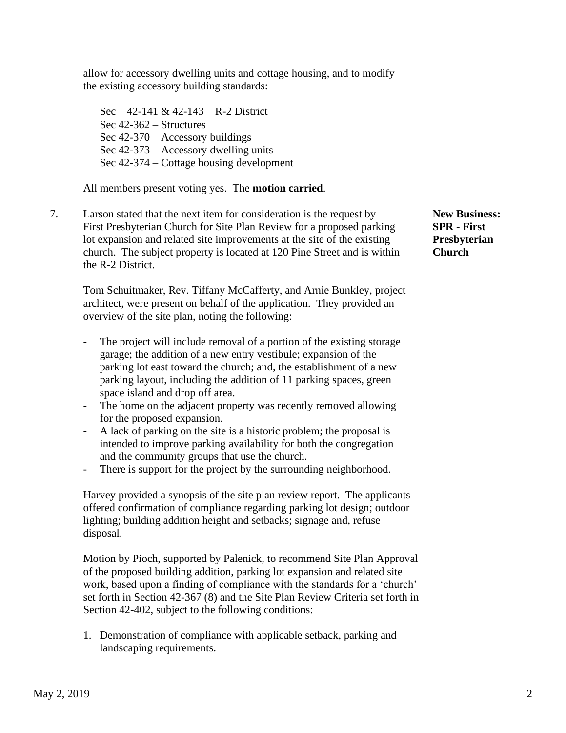allow for accessory dwelling units and cottage housing, and to modify the existing accessory building standards:

Sec – 42-141 & 42-143 – R-2 District
Sec 42-362 – Structures
Sec 42-370 – Accessory buildings
Sec 42-373 – Accessory dwelling units
Sec 42-374 – Cottage housing development

All members present voting yes. The **motion carried**.

7. Larson stated that the next item for consideration is the request by First Presbyterian Church for Site Plan Review for a proposed parking lot expansion and related site improvements at the site of the existing church. The subject property is located at 120 Pine Street and is within the R-2 District.

**New Business: SPR - First Presbyterian Church**

Tom Schuitmaker, Rev. Tiffany McCafferty, and Arnie Bunkley, project architect, were present on behalf of the application. They provided an overview of the site plan, noting the following:

- The project will include removal of a portion of the existing storage garage; the addition of a new entry vestibule; expansion of the parking lot east toward the church; and, the establishment of a new parking layout, including the addition of 11 parking spaces, green space island and drop off area.
- The home on the adjacent property was recently removed allowing for the proposed expansion.
- A lack of parking on the site is a historic problem; the proposal is intended to improve parking availability for both the congregation and the community groups that use the church.
- There is support for the project by the surrounding neighborhood.

Harvey provided a synopsis of the site plan review report. The applicants offered confirmation of compliance regarding parking lot design; outdoor lighting; building addition height and setbacks; signage and, refuse disposal.

Motion by Pioch, supported by Palenick, to recommend Site Plan Approval of the proposed building addition, parking lot expansion and related site work, based upon a finding of compliance with the standards for a 'church' set forth in Section 42-367 (8) and the Site Plan Review Criteria set forth in Section 42-402, subject to the following conditions:

1. Demonstration of compliance with applicable setback, parking and landscaping requirements.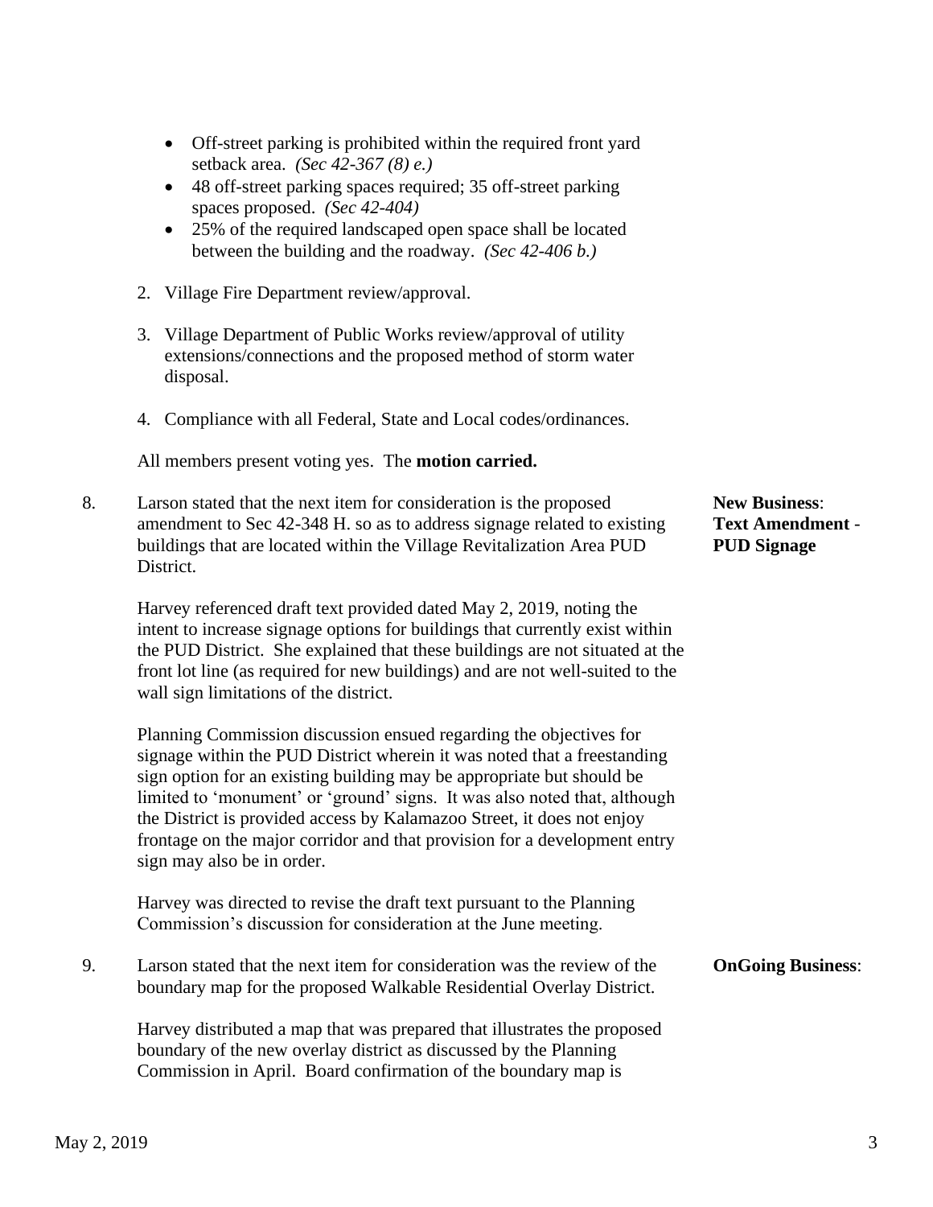- Off-street parking is prohibited within the required front yard setback area. *(Sec 42-367 (8) e.)*
- 48 off-street parking spaces required; 35 off-street parking spaces proposed. *(Sec 42-404)*
- 25% of the required landscaped open space shall be located between the building and the roadway. *(Sec 42-406 b.)*

2. Village Fire Department review/approval.

3. Village Department of Public Works review/approval of utility extensions/connections and the proposed method of storm water disposal.

4. Compliance with all Federal, State and Local codes/ordinances.

All members present voting yes. The **motion carried.**

**New Business: Text Amendment - PUD Signage**

8. Larson stated that the next item for consideration is the proposed amendment to Sec 42-348 H. so as to address signage related to existing buildings that are located within the Village Revitalization Area PUD District.

Harvey referenced draft text provided dated May 2, 2019, noting the intent to increase signage options for buildings that currently exist within the PUD District. She explained that these buildings are not situated at the front lot line (as required for new buildings) and are not well-suited to the wall sign limitations of the district.

Planning Commission discussion ensued regarding the objectives for signage within the PUD District wherein it was noted that a freestanding sign option for an existing building may be appropriate but should be limited to 'monument' or 'ground' signs. It was also noted that, although the District is provided access by Kalamazoo Street, it does not enjoy frontage on the major corridor and that provision for a development entry sign may also be in order.

Harvey was directed to revise the draft text pursuant to the Planning Commission's discussion for consideration at the June meeting.

**OnGoing Business**:

9. Larson stated that the next item for consideration was the review of the boundary map for the proposed Walkable Residential Overlay District.

Harvey distributed a map that was prepared that illustrates the proposed boundary of the new overlay district as discussed by the Planning Commission in April. Board confirmation of the boundary map is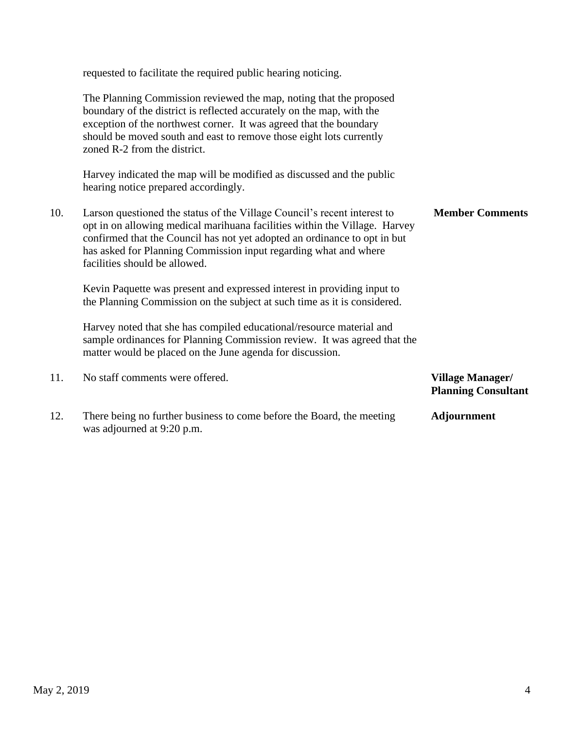requested to facilitate the required public hearing noticing.

The Planning Commission reviewed the map, noting that the proposed boundary of the district is reflected accurately on the map, with the exception of the northwest corner. It was agreed that the boundary should be moved south and east to remove those eight lots currently zoned R-2 from the district.

Harvey indicated the map will be modified as discussed and the public hearing notice prepared accordingly.

10. **Member Comments**

Larson questioned the status of the Village Council's recent interest to opt in on allowing medical marihuana facilities within the Village. Harvey confirmed that the Council has not yet adopted an ordinance to opt in but has asked for Planning Commission input regarding what and where facilities should be allowed.

Kevin Paquette was present and expressed interest in providing input to the Planning Commission on the subject at such time as it is considered.

Harvey noted that she has compiled educational/resource material and sample ordinances for Planning Commission review. It was agreed that the matter would be placed on the June agenda for discussion.

11. **Village Manager/ Planning Consultant**

No staff comments were offered.

12. **Adjournment**

There being no further business to come before the Board, the meeting was adjourned at 9:20 p.m.

May 2, 2019